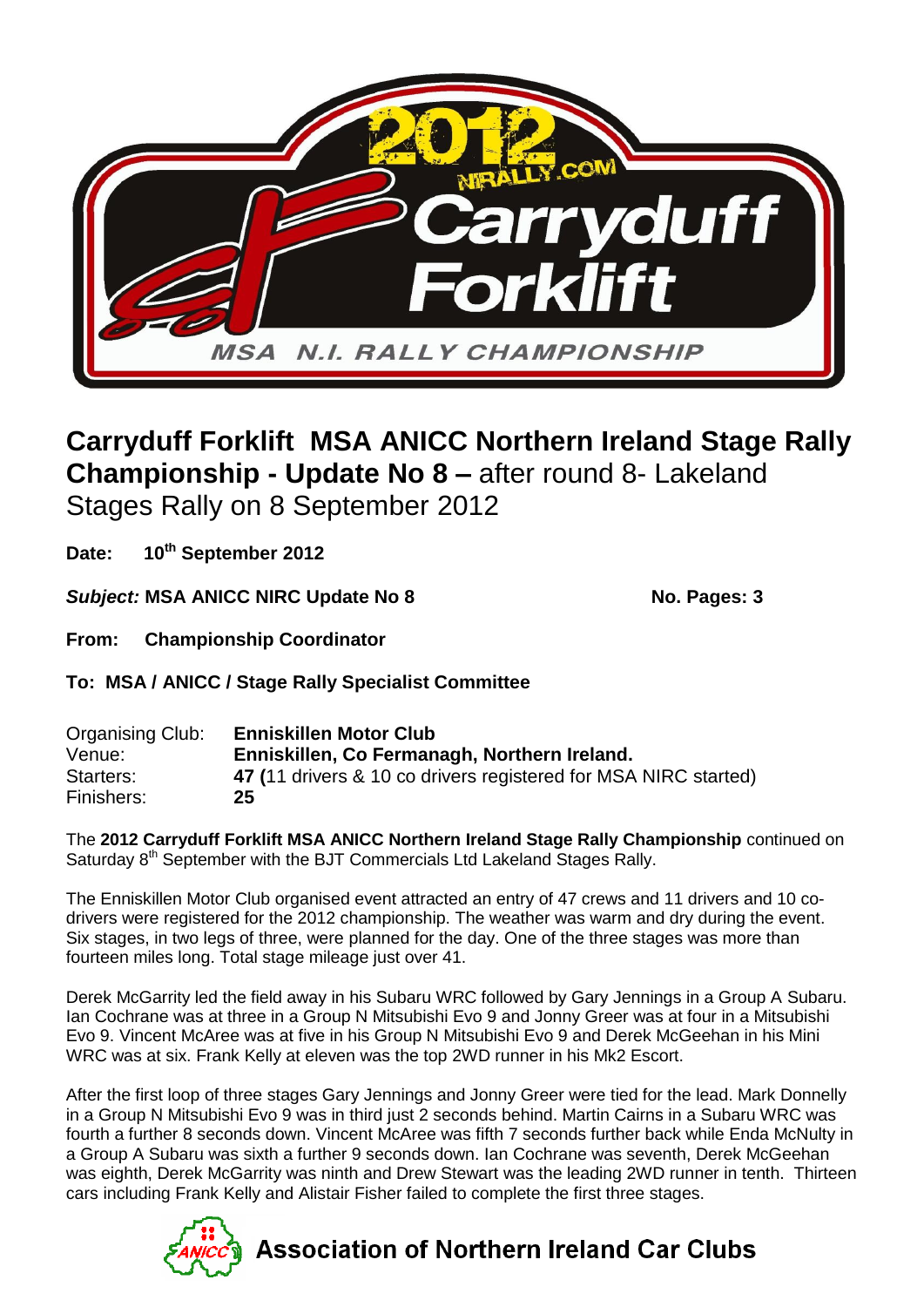# Carryduff Forklift MSA ANICC Northern Ireland Stage Rally Championship - Update No 8 – after round 8- Lakeland Stages Rally on 8 September 2012

**Date:** **10th September 2012**

***Subject:*** **MSA ANICC NIRC Update No 8** **No. Pages: 3**

**From:** **Championship Coordinator**

**To: MSA / ANICC / Stage Rally Specialist Committee**

Organising Club: **Enniskillen Motor Club**
Venue: **Enniskillen, Co Fermanagh, Northern Ireland.**
Starters: **47 (**11 drivers & 10 co drivers registered for MSA NIRC started)
Finishers: **25**

The **2012 Carryduff Forklift MSA ANICC Northern Ireland Stage Rally Championship** continued on Saturday 8th September with the BJT Commercials Ltd Lakeland Stages Rally.

The Enniskillen Motor Club organised event attracted an entry of 47 crews and 11 drivers and 10 co-drivers were registered for the 2012 championship. The weather was warm and dry during the event. Six stages, in two legs of three, were planned for the day. One of the three stages was more than fourteen miles long. Total stage mileage just over 41.

Derek McGarrity led the field away in his Subaru WRC followed by Gary Jennings in a Group A Subaru. Ian Cochrane was at three in a Group N Mitsubishi Evo 9 and Jonny Greer was at four in a Mitsubishi Evo 9. Vincent McAree was at five in his Group N Mitsubishi Evo 9 and Derek McGeehan in his Mini WRC was at six. Frank Kelly at eleven was the top 2WD runner in his Mk2 Escort.

After the first loop of three stages Gary Jennings and Jonny Greer were tied for the lead. Mark Donnelly in a Group N Mitsubishi Evo 9 was in third just 2 seconds behind. Martin Cairns in a Subaru WRC was fourth a further 8 seconds down. Vincent McAree was fifth 7 seconds further back while Enda McNulty in a Group A Subaru was sixth a further 9 seconds down. Ian Cochrane was seventh, Derek McGeehan was eighth, Derek McGarrity was ninth and Drew Stewart was the leading 2WD runner in tenth. Thirteen cars including Frank Kelly and Alistair Fisher failed to complete the first three stages.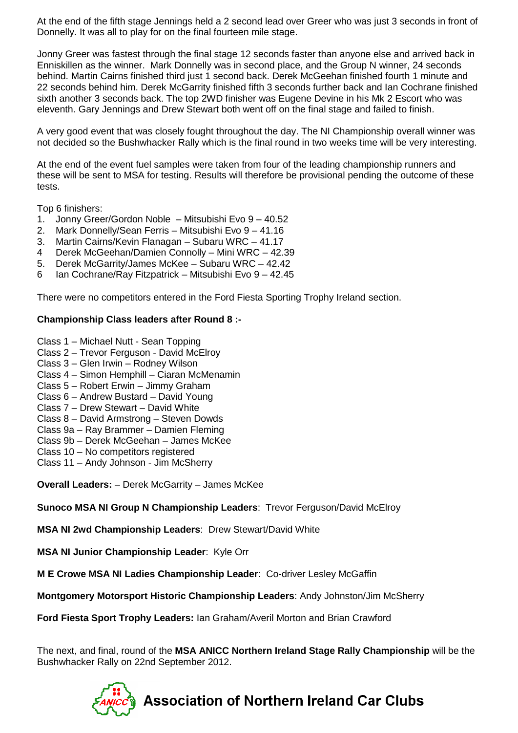At the end of the fifth stage Jennings held a 2 second lead over Greer who was just 3 seconds in front of Donnelly. It was all to play for on the final fourteen mile stage.

Jonny Greer was fastest through the final stage 12 seconds faster than anyone else and arrived back in Enniskillen as the winner. Mark Donnelly was in second place, and the Group N winner, 24 seconds behind. Martin Cairns finished third just 1 second back. Derek McGeehan finished fourth 1 minute and 22 seconds behind him. Derek McGarrity finished fifth 3 seconds further back and Ian Cochrane finished sixth another 3 seconds back. The top 2WD finisher was Eugene Devine in his Mk 2 Escort who was eleventh. Gary Jennings and Drew Stewart both went off on the final stage and failed to finish.

A very good event that was closely fought throughout the day. The NI Championship overall winner was not decided so the Bushwhacker Rally which is the final round in two weeks time will be very interesting.

At the end of the event fuel samples were taken from four of the leading championship runners and these will be sent to MSA for testing. Results will therefore be provisional pending the outcome of these tests.

Top 6 finishers:

1. Jonny Greer/Gordon Noble – Mitsubishi Evo 9 – 40.52
2. Mark Donnelly/Sean Ferris – Mitsubishi Evo 9 – 41.16
3. Martin Cairns/Kevin Flanagan – Subaru WRC – 41.17
4. Derek McGeehan/Damien Connolly – Mini WRC – 42.39
5. Derek McGarrity/James McKee – Subaru WRC – 42.42
6. Ian Cochrane/Ray Fitzpatrick – Mitsubishi Evo 9 – 42.45

There were no competitors entered in the Ford Fiesta Sporting Trophy Ireland section.

**Championship Class leaders after Round 8 :-**

Class 1 – Michael Nutt - Sean Topping
Class 2 – Trevor Ferguson - David McElroy
Class 3 – Glen Irwin – Rodney Wilson
Class 4 – Simon Hemphill – Ciaran McMenamin
Class 5 – Robert Erwin – Jimmy Graham
Class 6 – Andrew Bustard – David Young
Class 7 – Drew Stewart – David White
Class 8 – David Armstrong – Steven Dowds
Class 9a – Ray Brammer – Damien Fleming
Class 9b – Derek McGeehan – James McKee
Class 10 – No competitors registered
Class 11 – Andy Johnson - Jim McSherry

**Overall Leaders:** – Derek McGarrity – James McKee

**Sunoco MSA NI Group N Championship Leaders**: Trevor Ferguson/David McElroy

**MSA NI 2wd Championship Leaders**: Drew Stewart/David White

**MSA NI Junior Championship Leader**: Kyle Orr

**M E Crowe MSA NI Ladies Championship Leader**: Co-driver Lesley McGaffin

**Montgomery Motorsport Historic Championship Leaders**: Andy Johnston/Jim McSherry

**Ford Fiesta Sport Trophy Leaders:** Ian Graham/Averil Morton and Brian Crawford

The next, and final, round of the **MSA ANICC Northern Ireland Stage Rally Championship** will be the Bushwhacker Rally on 22nd September 2012.

Association of Northern Ireland Car Clubs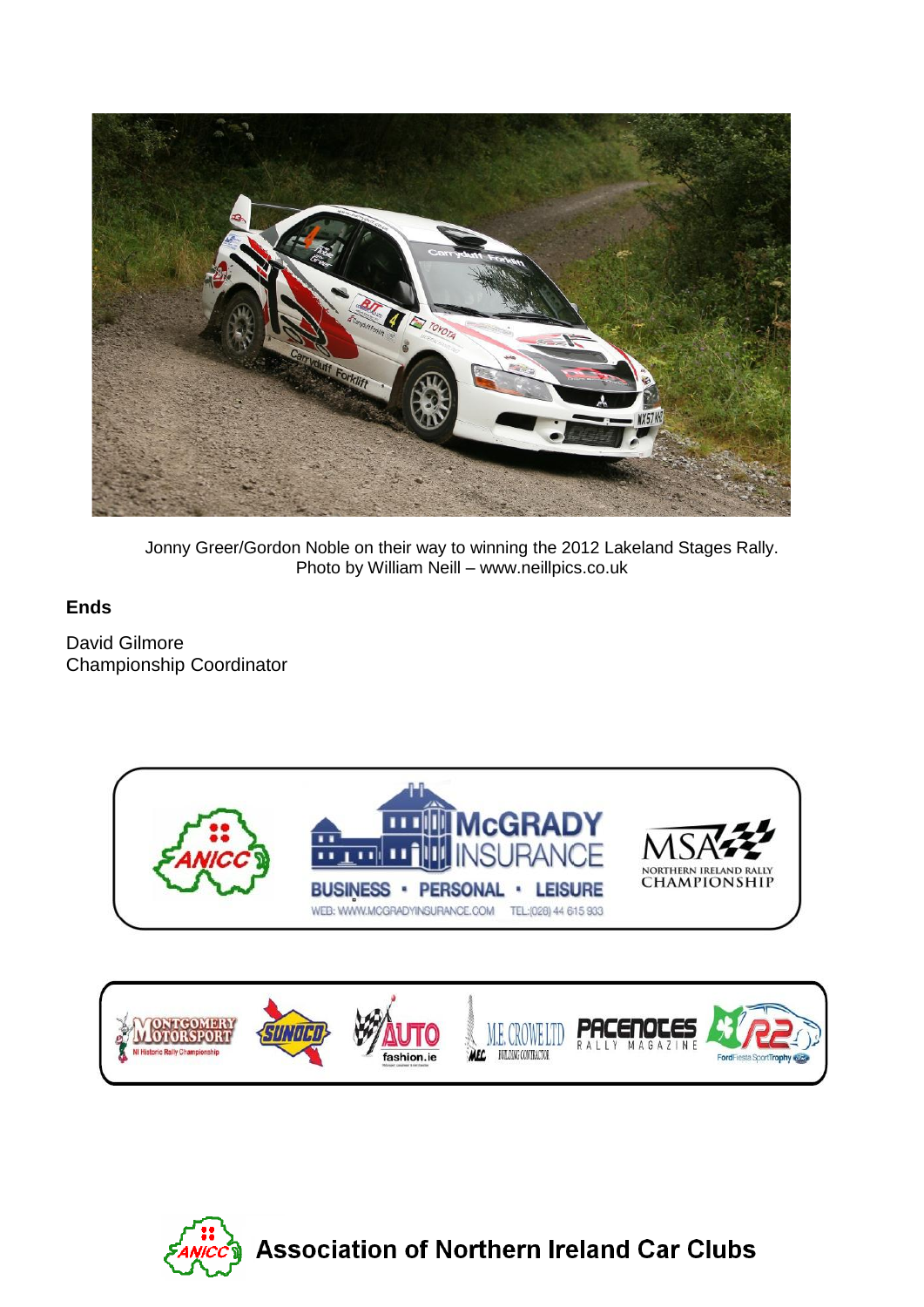Jonny Greer/Gordon Noble on their way to winning the 2012 Lakeland Stages Rally.
Photo by William Neill – www.neillpics.co.uk

**Ends**

David Gilmore
Championship Coordinator

**Association of Northern Ireland Car Clubs**